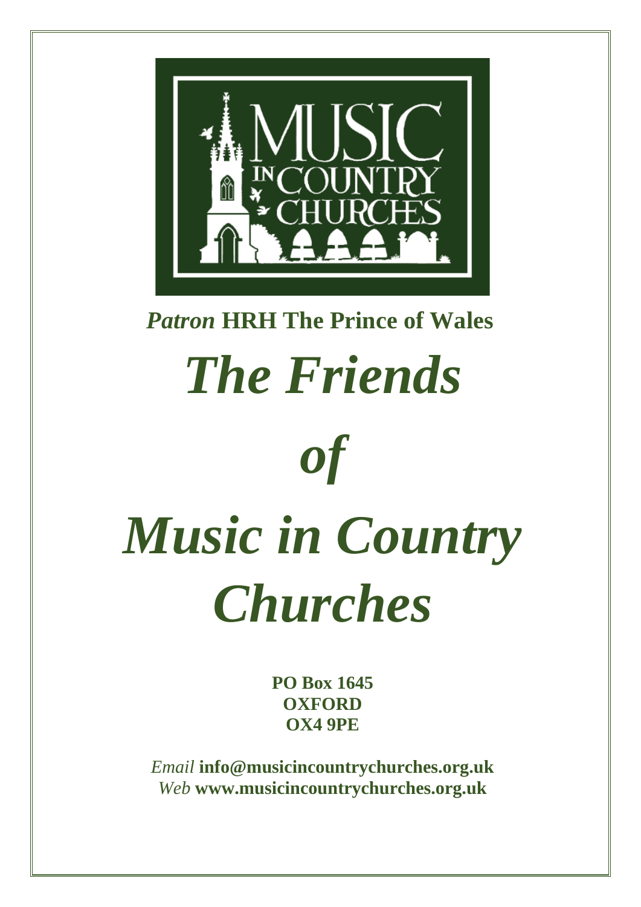MUSIC IN COUNTRY CHURCHES

***Patron*** **HRH The Prince of Wales**

# *The Friends of Music in Country Churches*

**PO Box 1645**
**OXFORD**
**OX4 9PE**

*Email* **info@musicincountrychurches.org.uk**
*Web* **www.musicincountrychurches.org.uk**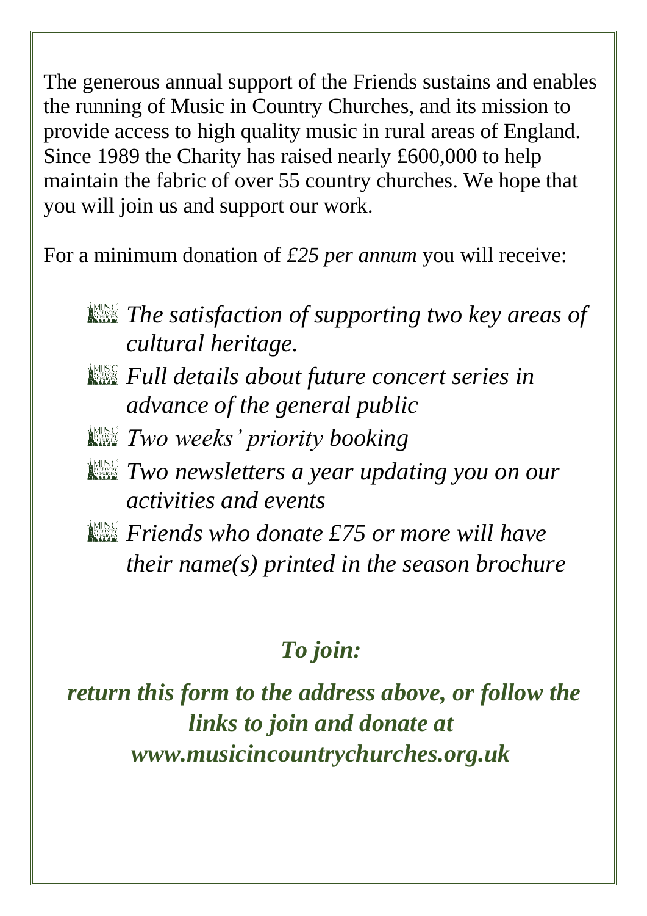The generous annual support of the Friends sustains and enables the running of Music in Country Churches, and its mission to provide access to high quality music in rural areas of England. Since 1989 the Charity has raised nearly £600,000 to help maintain the fabric of over 55 country churches. We hope that you will join us and support our work.

For a minimum donation of *£25 per annum* you will receive:

- *The satisfaction of supporting two key areas of cultural heritage.*
- *Full details about future concert series in advance of the general public*
- *Two weeks' priority booking*
- *Two newsletters a year updating you on our activities and events*
- *Friends who donate £75 or more will have their name(s) printed in the season brochure*

***To join:***

***return this form to the address above, or follow the links to join and donate at www.musicincountrychurches.org.uk***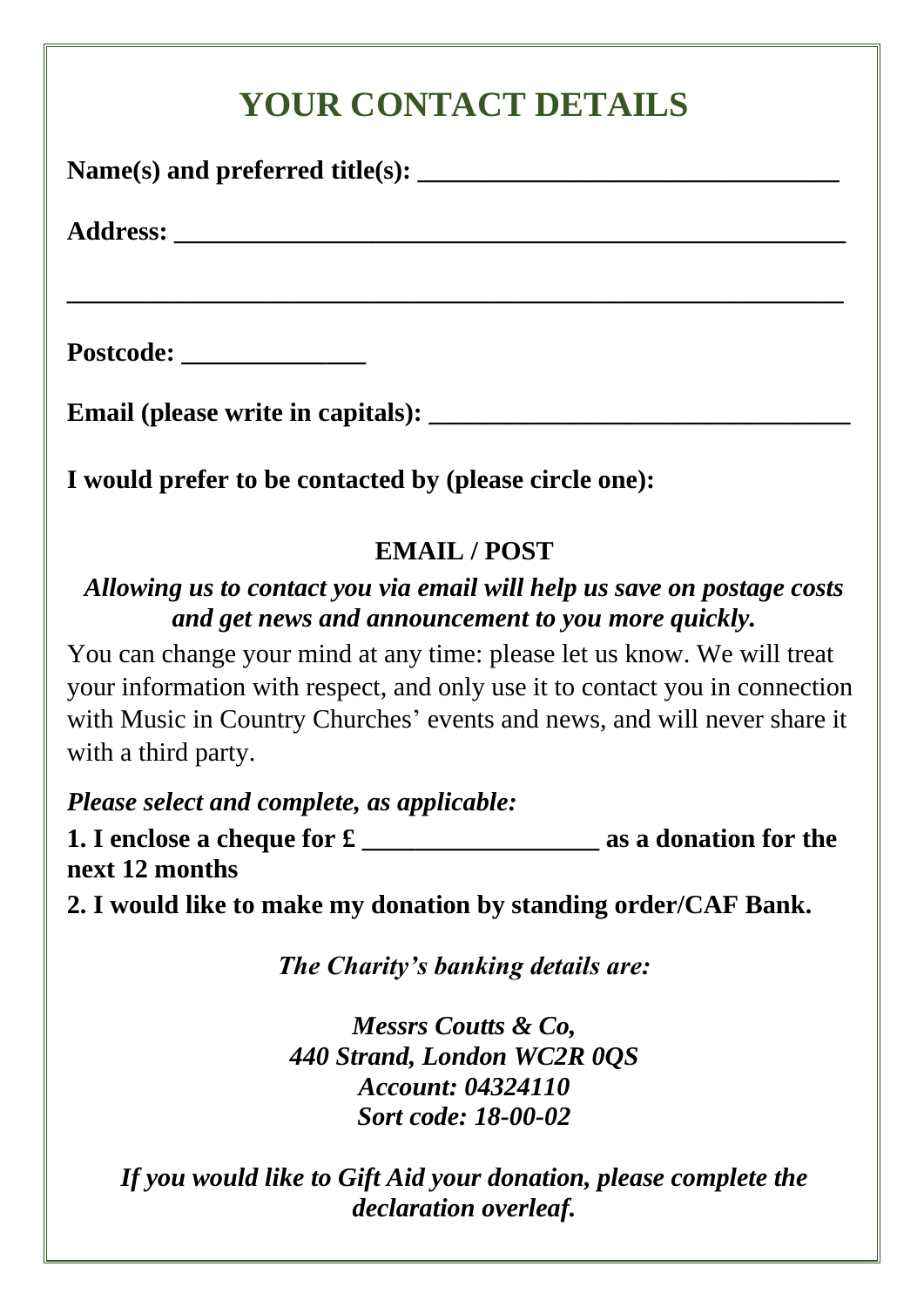# YOUR CONTACT DETAILS

**Name(s) and preferred title(s): ________________________________**

**Address: ____________________________________________________**

**____________________________________________________________**

**Postcode: ______________**

**Email (please write in capitals): ________________________________**

**I would prefer to be contacted by (please circle one):**

**EMAIL / POST**

***Allowing us to contact you via email will help us save on postage costs and get news and announcement to you more quickly.***

You can change your mind at any time: please let us know. We will treat your information with respect, and only use it to contact you in connection with Music in Country Churches' events and news, and will never share it with a third party.

***Please select and complete, as applicable:***

**1. I enclose a cheque for £ __________________ as a donation for the next 12 months**

**2. I would like to make my donation by standing order/CAF Bank.**

***The Charity's banking details are:***

***Messrs Coutts & Co,***
***440 Strand, London WC2R 0QS***
***Account: 04324110***
***Sort code: 18-00-02***

***If you would like to Gift Aid your donation, please complete the declaration overleaf.***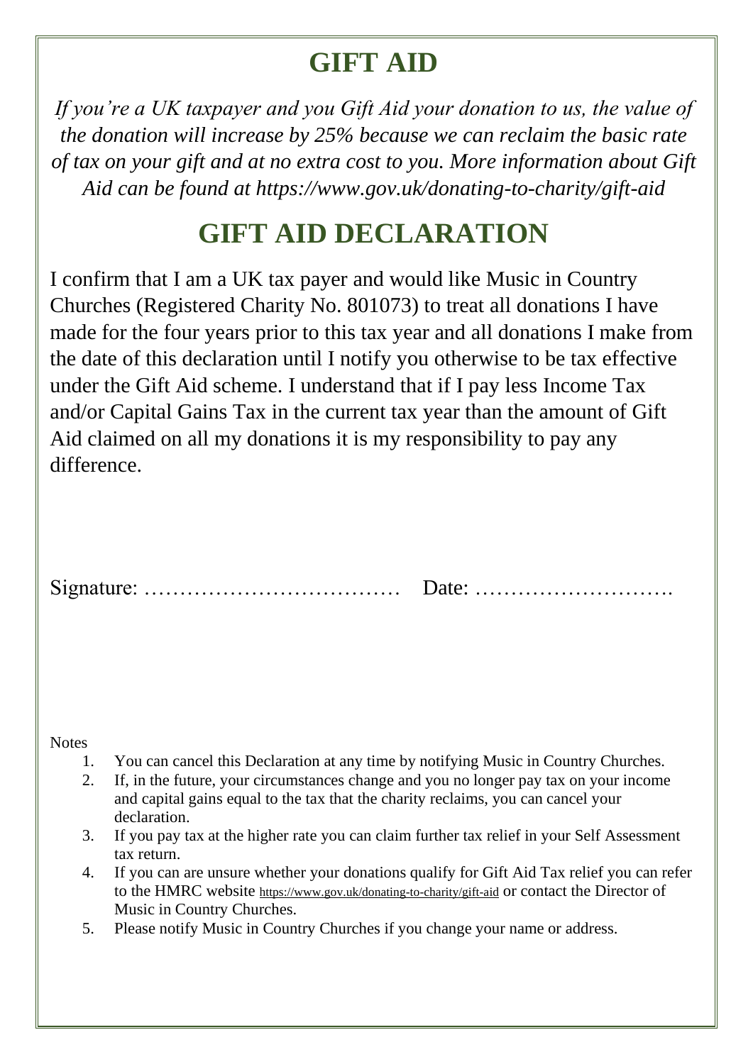# GIFT AID

*If you're a UK taxpayer and you Gift Aid your donation to us, the value of the donation will increase by 25% because we can reclaim the basic rate of tax on your gift and at no extra cost to you. More information about Gift Aid can be found at https://www.gov.uk/donating-to-charity/gift-aid*

# GIFT AID DECLARATION

I confirm that I am a UK tax payer and would like Music in Country Churches (Registered Charity No. 801073) to treat all donations I have made for the four years prior to this tax year and all donations I make from the date of this declaration until I notify you otherwise to be tax effective under the Gift Aid scheme. I understand that if I pay less Income Tax and/or Capital Gains Tax in the current tax year than the amount of Gift Aid claimed on all my donations it is my responsibility to pay any difference.

Signature: ……………………………… Date: ……………………….

Notes

1. You can cancel this Declaration at any time by notifying Music in Country Churches.
2. If, in the future, your circumstances change and you no longer pay tax on your income and capital gains equal to the tax that the charity reclaims, you can cancel your declaration.
3. If you pay tax at the higher rate you can claim further tax relief in your Self Assessment tax return.
4. If you can are unsure whether your donations qualify for Gift Aid Tax relief you can refer to the HMRC website https://www.gov.uk/donating-to-charity/gift-aid or contact the Director of Music in Country Churches.
5. Please notify Music in Country Churches if you change your name or address.